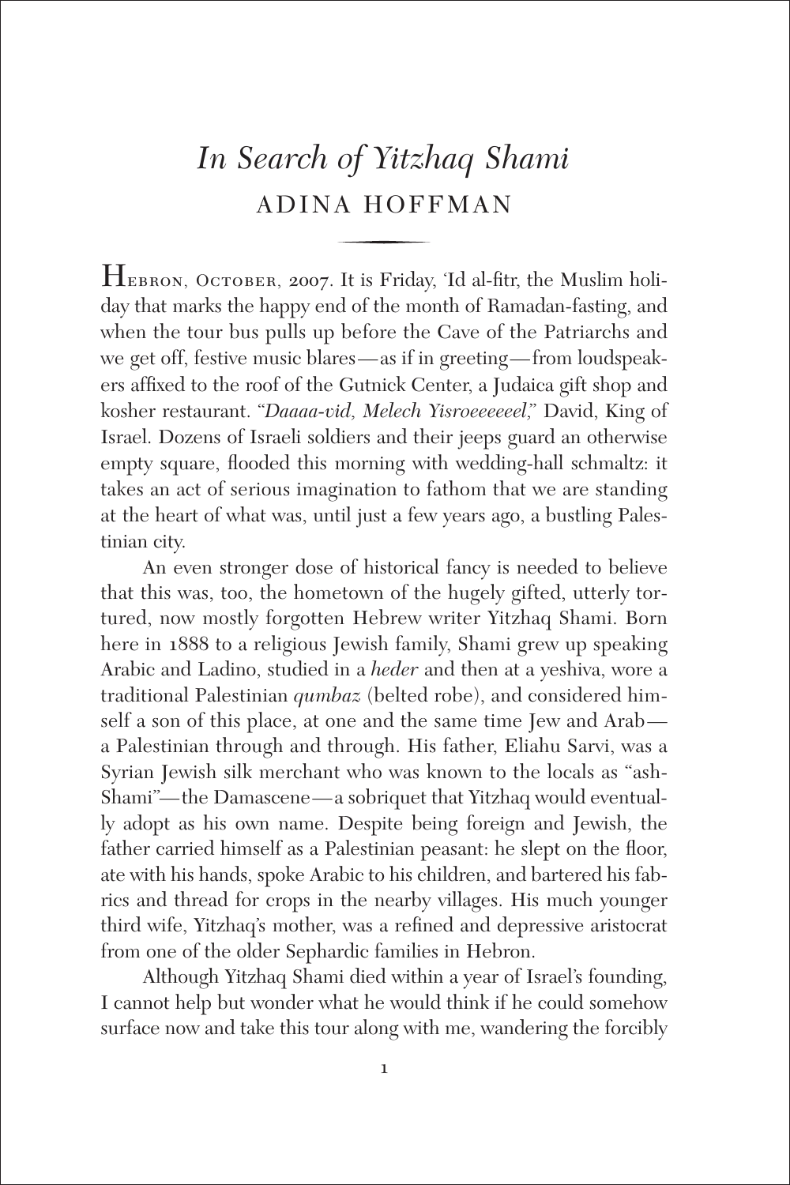# *In Search of Yitzhaq Shami*

## ADINA HOFFMAN

HEBRON, OCTOBER, 2007. It is Friday, 'Id al-fitr, the Muslim holiday that marks the happy end of the month of Ramadan-fasting, and when the tour bus pulls up before the Cave of the Patriarchs and we get off, festive music blares—as if in greeting—from loudspeakers affixed to the roof of the Gutnick Center, a Judaica gift shop and kosher restaurant. "*Daaaa-vid, Melech Yisroeeeeeel,*" David, King of Israel. Dozens of Israeli soldiers and their jeeps guard an otherwise empty square, flooded this morning with wedding-hall schmaltz: it takes an act of serious imagination to fathom that we are standing at the heart of what was, until just a few years ago, a bustling Palestinian city.

An even stronger dose of historical fancy is needed to believe that this was, too, the hometown of the hugely gifted, utterly tortured, now mostly forgotten Hebrew writer Yitzhaq Shami. Born here in 1888 to a religious Jewish family, Shami grew up speaking Arabic and Ladino, studied in a *heder* and then at a yeshiva, wore a traditional Palestinian *qumbaz* (belted robe), and considered himself a son of this place, at one and the same time Jew and Arab—a Palestinian through and through. His father, Eliahu Sarvi, was a Syrian Jewish silk merchant who was known to the locals as "ash-Shami"—the Damascene—a sobriquet that Yitzhaq would eventually adopt as his own name. Despite being foreign and Jewish, the father carried himself as a Palestinian peasant: he slept on the floor, ate with his hands, spoke Arabic to his children, and bartered his fabrics and thread for crops in the nearby villages. His much younger third wife, Yitzhaq's mother, was a refined and depressive aristocrat from one of the older Sephardic families in Hebron.

Although Yitzhaq Shami died within a year of Israel's founding, I cannot help but wonder what he would think if he could somehow surface now and take this tour along with me, wandering the forcibly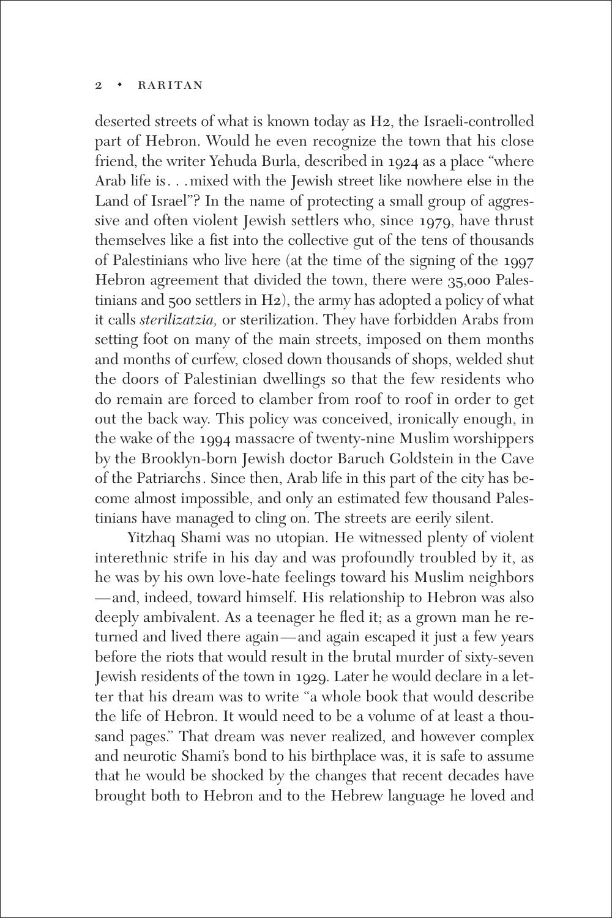deserted streets of what is known today as H2, the Israeli-controlled part of Hebron. Would he even recognize the town that his close friend, the writer Yehuda Burla, described in 1924 as a place "where Arab life is. . . mixed with the Jewish street like nowhere else in the Land of Israel"? In the name of protecting a small group of aggressive and often violent Jewish settlers who, since 1979, have thrust themselves like a fist into the collective gut of the tens of thousands of Palestinians who live here (at the time of the signing of the 1997 Hebron agreement that divided the town, there were 35,000 Palestinians and 500 settlers in H2), the army has adopted a policy of what it calls *sterilizatzia,* or sterilization. They have forbidden Arabs from setting foot on many of the main streets, imposed on them months and months of curfew, closed down thousands of shops, welded shut the doors of Palestinian dwellings so that the few residents who do remain are forced to clamber from roof to roof in order to get out the back way. This policy was conceived, ironically enough, in the wake of the 1994 massacre of twenty-nine Muslim worshippers by the Brooklyn-born Jewish doctor Baruch Goldstein in the Cave of the Patriarchs. Since then, Arab life in this part of the city has become almost impossible, and only an estimated few thousand Palestinians have managed to cling on. The streets are eerily silent.

Yitzhaq Shami was no utopian. He witnessed plenty of violent interethnic strife in his day and was profoundly troubled by it, as he was by his own love-hate feelings toward his Muslim neighbors —and, indeed, toward himself. His relationship to Hebron was also deeply ambivalent. As a teenager he fled it; as a grown man he returned and lived there again—and again escaped it just a few years before the riots that would result in the brutal murder of sixty-seven Jewish residents of the town in 1929. Later he would declare in a letter that his dream was to write "a whole book that would describe the life of Hebron. It would need to be a volume of at least a thousand pages." That dream was never realized, and however complex and neurotic Shami's bond to his birthplace was, it is safe to assume that he would be shocked by the changes that recent decades have brought both to Hebron and to the Hebrew language he loved and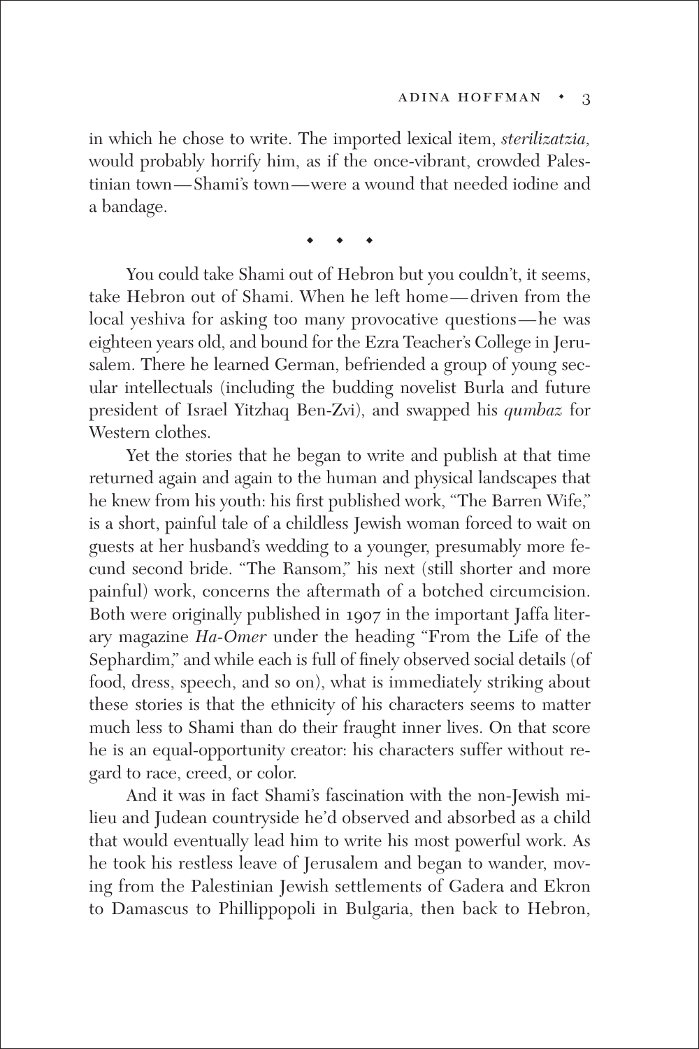in which he chose to write. The imported lexical item, *sterilizatzia,* would probably horrify him, as if the once-vibrant, crowded Palestinian town—Shami's town—were a wound that needed iodine and a bandage.

◆ ◆ ◆

You could take Shami out of Hebron but you couldn't, it seems, take Hebron out of Shami. When he left home—driven from the local yeshiva for asking too many provocative questions—he was eighteen years old, and bound for the Ezra Teacher's College in Jerusalem. There he learned German, befriended a group of young secular intellectuals (including the budding novelist Burla and future president of Israel Yitzhaq Ben-Zvi), and swapped his *qumbaz* for Western clothes.

Yet the stories that he began to write and publish at that time returned again and again to the human and physical landscapes that he knew from his youth: his first published work, "The Barren Wife," is a short, painful tale of a childless Jewish woman forced to wait on guests at her husband's wedding to a younger, presumably more fecund second bride. "The Ransom," his next (still shorter and more painful) work, concerns the aftermath of a botched circumcision. Both were originally published in 1907 in the important Jaffa literary magazine *Ha-Omer* under the heading "From the Life of the Sephardim," and while each is full of finely observed social details (of food, dress, speech, and so on), what is immediately striking about these stories is that the ethnicity of his characters seems to matter much less to Shami than do their fraught inner lives. On that score he is an equal-opportunity creator: his characters suffer without regard to race, creed, or color.

And it was in fact Shami's fascination with the non-Jewish milieu and Judean countryside he'd observed and absorbed as a child that would eventually lead him to write his most powerful work. As he took his restless leave of Jerusalem and began to wander, moving from the Palestinian Jewish settlements of Gadera and Ekron to Damascus to Phillippopoli in Bulgaria, then back to Hebron,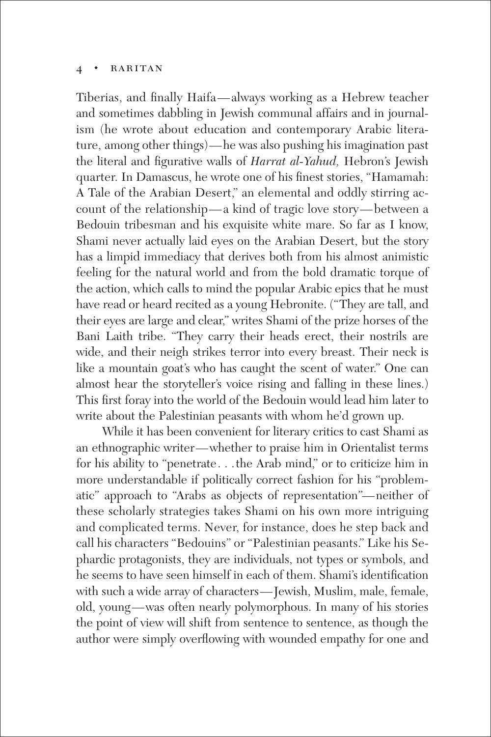Tiberias, and finally Haifa—always working as a Hebrew teacher and sometimes dabbling in Jewish communal affairs and in journalism (he wrote about education and contemporary Arabic literature, among other things)—he was also pushing his imagination past the literal and figurative walls of *Harrat al-Yahud,* Hebron's Jewish quarter. In Damascus, he wrote one of his finest stories, "Hamamah: A Tale of the Arabian Desert," an elemental and oddly stirring account of the relationship—a kind of tragic love story—between a Bedouin tribesman and his exquisite white mare. So far as I know, Shami never actually laid eyes on the Arabian Desert, but the story has a limpid immediacy that derives both from his almost animistic feeling for the natural world and from the bold dramatic torque of the action, which calls to mind the popular Arabic epics that he must have read or heard recited as a young Hebronite. ("They are tall, and their eyes are large and clear," writes Shami of the prize horses of the Bani Laith tribe. "They carry their heads erect, their nostrils are wide, and their neigh strikes terror into every breast. Their neck is like a mountain goat's who has caught the scent of water." One can almost hear the storyteller's voice rising and falling in these lines.) This first foray into the world of the Bedouin would lead him later to write about the Palestinian peasants with whom he'd grown up.

While it has been convenient for literary critics to cast Shami as an ethnographic writer—whether to praise him in Orientalist terms for his ability to "penetrate. . .the Arab mind," or to criticize him in more understandable if politically correct fashion for his "problematic" approach to "Arabs as objects of representation"—neither of these scholarly strategies takes Shami on his own more intriguing and complicated terms. Never, for instance, does he step back and call his characters "Bedouins" or "Palestinian peasants." Like his Sephardic protagonists, they are individuals, not types or symbols, and he seems to have seen himself in each of them. Shami's identification with such a wide array of characters—Jewish, Muslim, male, female, old, young—was often nearly polymorphous. In many of his stories the point of view will shift from sentence to sentence, as though the author were simply overflowing with wounded empathy for one and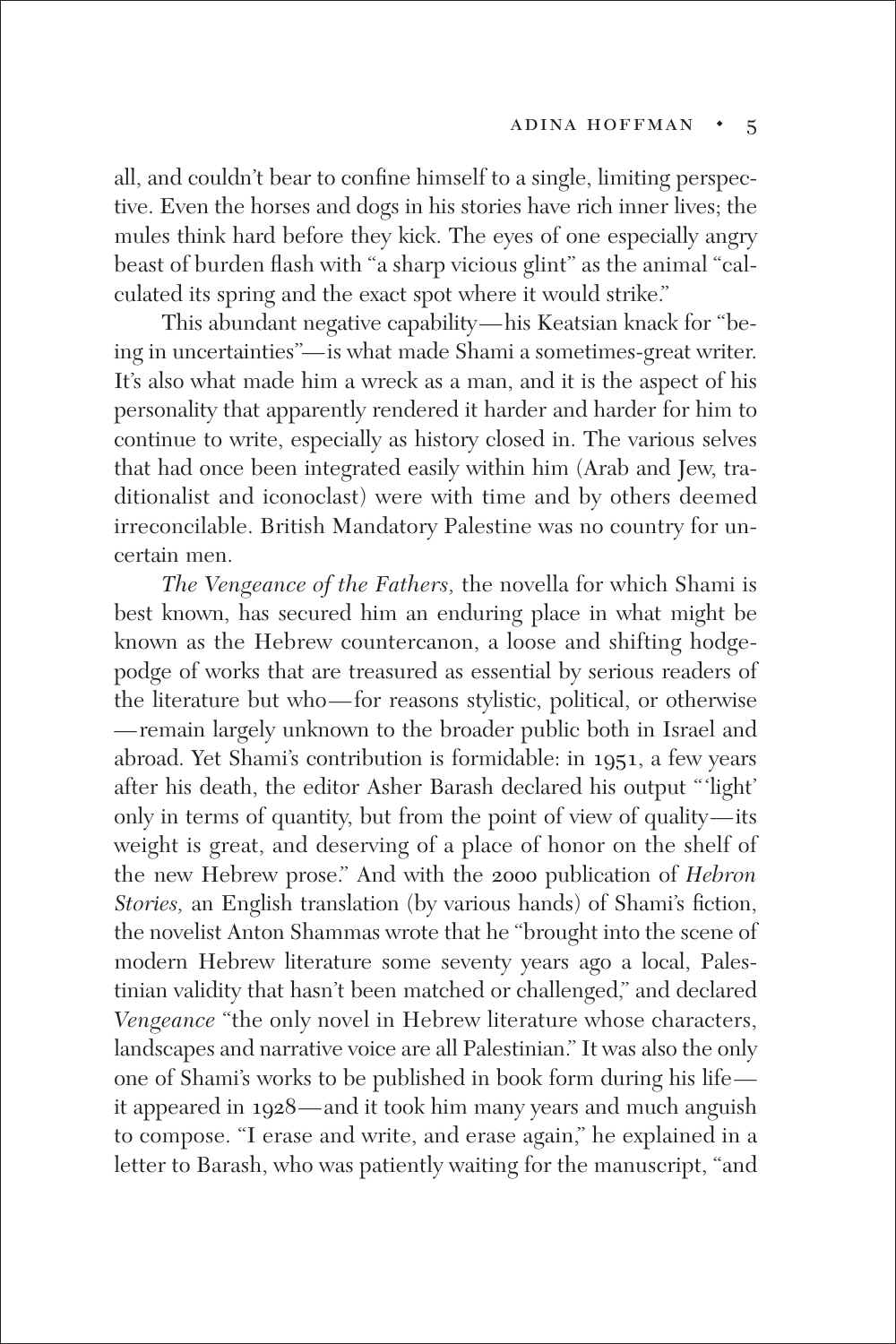all, and couldn't bear to confine himself to a single, limiting perspective. Even the horses and dogs in his stories have rich inner lives; the mules think hard before they kick. The eyes of one especially angry beast of burden flash with "a sharp vicious glint" as the animal "calculated its spring and the exact spot where it would strike."

This abundant negative capability—his Keatsian knack for "being in uncertainties"—is what made Shami a sometimes-great writer. It's also what made him a wreck as a man, and it is the aspect of his personality that apparently rendered it harder and harder for him to continue to write, especially as history closed in. The various selves that had once been integrated easily within him (Arab and Jew, traditionalist and iconoclast) were with time and by others deemed irreconcilable. British Mandatory Palestine was no country for uncertain men.

*The Vengeance of the Fathers,* the novella for which Shami is best known, has secured him an enduring place in what might be known as the Hebrew countercanon, a loose and shifting hodgepodge of works that are treasured as essential by serious readers of the literature but who—for reasons stylistic, political, or otherwise—remain largely unknown to the broader public both in Israel and abroad. Yet Shami's contribution is formidable: in 1951, a few years after his death, the editor Asher Barash declared his output "'light' only in terms of quantity, but from the point of view of quality—its weight is great, and deserving of a place of honor on the shelf of the new Hebrew prose." And with the 2000 publication of *Hebron Stories,* an English translation (by various hands) of Shami's fiction, the novelist Anton Shammas wrote that he "brought into the scene of modern Hebrew literature some seventy years ago a local, Palestinian validity that hasn't been matched or challenged," and declared *Vengeance* "the only novel in Hebrew literature whose characters, landscapes and narrative voice are all Palestinian." It was also the only one of Shami's works to be published in book form during his life—it appeared in 1928—and it took him many years and much anguish to compose. "I erase and write, and erase again," he explained in a letter to Barash, who was patiently waiting for the manuscript, "and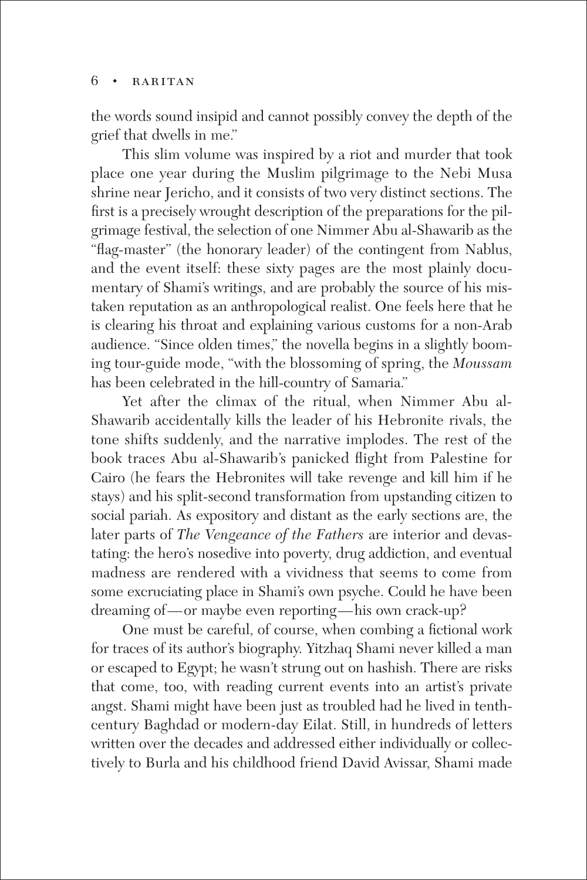the words sound insipid and cannot possibly convey the depth of the grief that dwells in me."

This slim volume was inspired by a riot and murder that took place one year during the Muslim pilgrimage to the Nebi Musa shrine near Jericho, and it consists of two very distinct sections. The first is a precisely wrought description of the preparations for the pilgrimage festival, the selection of one Nimmer Abu al-Shawarib as the "flag-master" (the honorary leader) of the contingent from Nablus, and the event itself: these sixty pages are the most plainly documentary of Shami's writings, and are probably the source of his mistaken reputation as an anthropological realist. One feels here that he is clearing his throat and explaining various customs for a non-Arab audience. "Since olden times," the novella begins in a slightly booming tour-guide mode, "with the blossoming of spring, the *Moussam* has been celebrated in the hill-country of Samaria."

Yet after the climax of the ritual, when Nimmer Abu al-Shawarib accidentally kills the leader of his Hebronite rivals, the tone shifts suddenly, and the narrative implodes. The rest of the book traces Abu al-Shawarib's panicked flight from Palestine for Cairo (he fears the Hebronites will take revenge and kill him if he stays) and his split-second transformation from upstanding citizen to social pariah. As expository and distant as the early sections are, the later parts of *The Vengeance of the Fathers* are interior and devastating: the hero's nosedive into poverty, drug addiction, and eventual madness are rendered with a vividness that seems to come from some excruciating place in Shami's own psyche. Could he have been dreaming of—or maybe even reporting—his own crack-up?

One must be careful, of course, when combing a fictional work for traces of its author's biography. Yitzhaq Shami never killed a man or escaped to Egypt; he wasn't strung out on hashish. There are risks that come, too, with reading current events into an artist's private angst. Shami might have been just as troubled had he lived in tenth-century Baghdad or modern-day Eilat. Still, in hundreds of letters written over the decades and addressed either individually or collectively to Burla and his childhood friend David Avissar, Shami made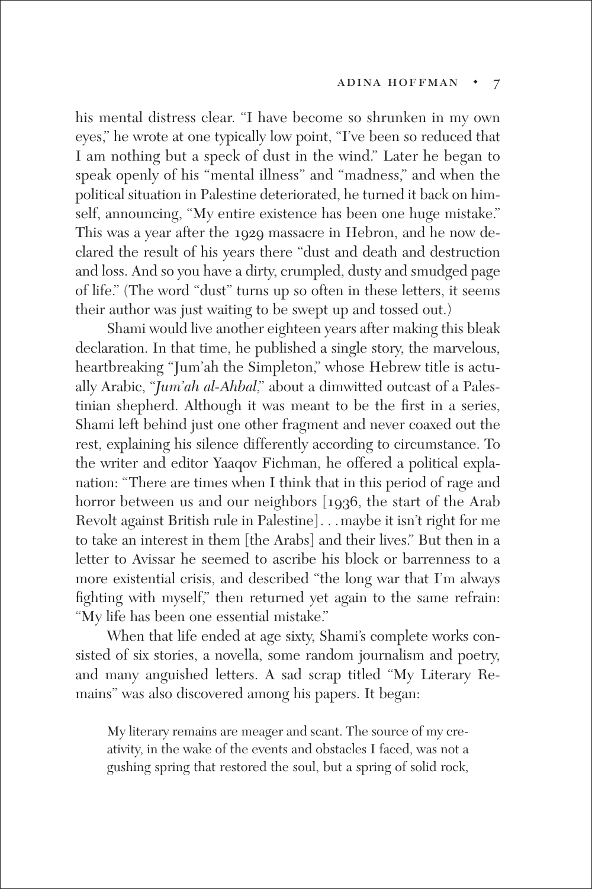his mental distress clear. "I have become so shrunken in my own eyes," he wrote at one typically low point, "I've been so reduced that I am nothing but a speck of dust in the wind." Later he began to speak openly of his "mental illness" and "madness," and when the political situation in Palestine deteriorated, he turned it back on himself, announcing, "My entire existence has been one huge mistake." This was a year after the 1929 massacre in Hebron, and he now declared the result of his years there "dust and death and destruction and loss. And so you have a dirty, crumpled, dusty and smudged page of life." (The word "dust" turns up so often in these letters, it seems their author was just waiting to be swept up and tossed out.)

Shami would live another eighteen years after making this bleak declaration. In that time, he published a single story, the marvelous, heartbreaking "Jum'ah the Simpleton," whose Hebrew title is actually Arabic, "*Jum'ah al-Ahbal*," about a dimwitted outcast of a Palestinian shepherd. Although it was meant to be the first in a series, Shami left behind just one other fragment and never coaxed out the rest, explaining his silence differently according to circumstance. To the writer and editor Yaaqov Fichman, he offered a political explanation: "There are times when I think that in this period of rage and horror between us and our neighbors [1936, the start of the Arab Revolt against British rule in Palestine]. . . maybe it isn't right for me to take an interest in them [the Arabs] and their lives." But then in a letter to Avissar he seemed to ascribe his block or barrenness to a more existential crisis, and described "the long war that I'm always fighting with myself," then returned yet again to the same refrain: "My life has been one essential mistake."

When that life ended at age sixty, Shami's complete works consisted of six stories, a novella, some random journalism and poetry, and many anguished letters. A sad scrap titled "My Literary Remains" was also discovered among his papers. It began:

> My literary remains are meager and scant. The source of my creativity, in the wake of the events and obstacles I faced, was not a gushing spring that restored the soul, but a spring of solid rock,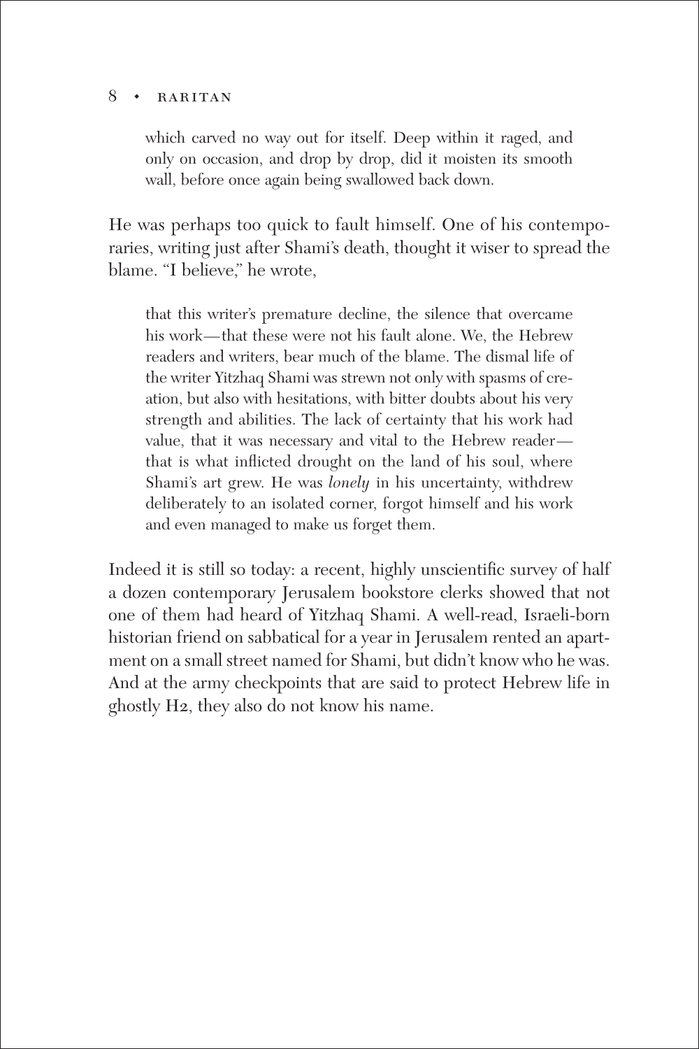> which carved no way out for itself. Deep within it raged, and only on occasion, and drop by drop, did it moisten its smooth wall, before once again being swallowed back down.

He was perhaps too quick to fault himself. One of his contemporaries, writing just after Shami's death, thought it wiser to spread the blame. "I believe," he wrote,

> that this writer's premature decline, the silence that overcame his work—that these were not his fault alone. We, the Hebrew readers and writers, bear much of the blame. The dismal life of the writer Yitzhaq Shami was strewn not only with spasms of creation, but also with hesitations, with bitter doubts about his very strength and abilities. The lack of certainty that his work had value, that it was necessary and vital to the Hebrew reader—that is what inflicted drought on the land of his soul, where Shami's art grew. He was *lonely* in his uncertainty, withdrew deliberately to an isolated corner, forgot himself and his work and even managed to make us forget them.

Indeed it is still so today: a recent, highly unscientific survey of half a dozen contemporary Jerusalem bookstore clerks showed that not one of them had heard of Yitzhaq Shami. A well-read, Israeli-born historian friend on sabbatical for a year in Jerusalem rented an apartment on a small street named for Shami, but didn't know who he was. And at the army checkpoints that are said to protect Hebrew life in ghostly H2, they also do not know his name.